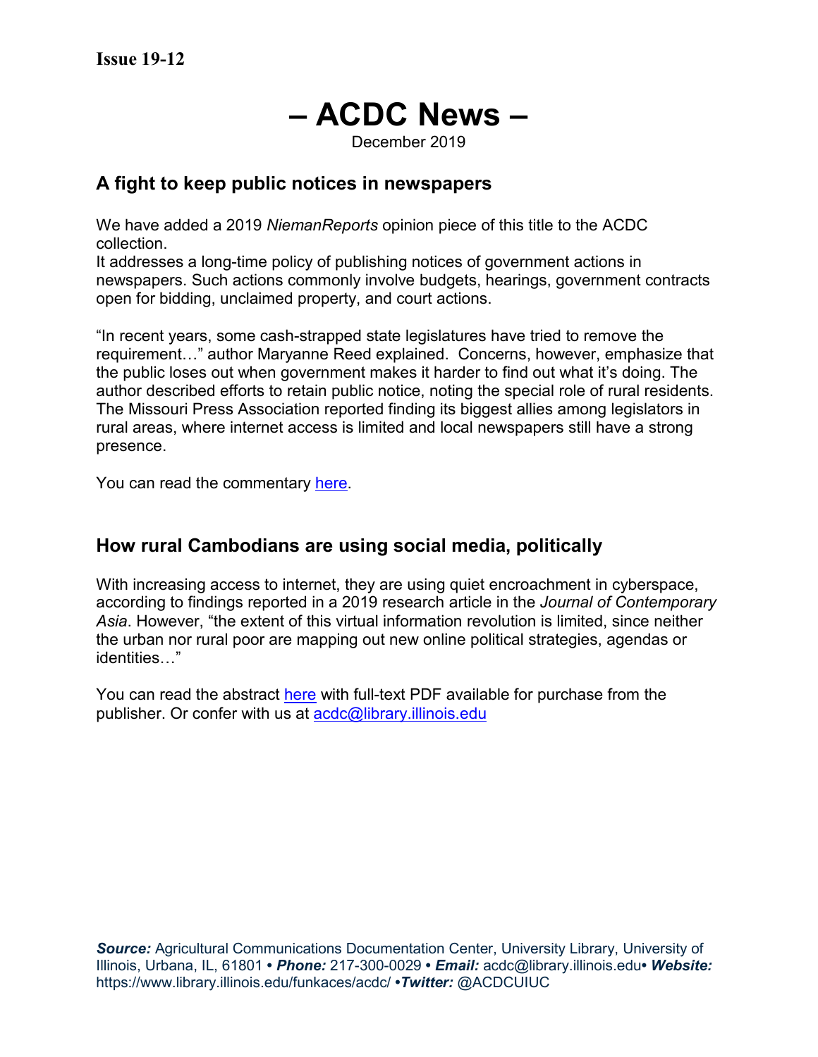**Issue 19-12**

# – ACDC News –

December 2019

## A fight to keep public notices in newspapers

We have added a 2019 *NiemanReports* opinion piece of this title to the ACDC collection.
It addresses a long-time policy of publishing notices of government actions in newspapers. Such actions commonly involve budgets, hearings, government contracts open for bidding, unclaimed property, and court actions.

"In recent years, some cash-strapped state legislatures have tried to remove the requirement…" author Maryanne Reed explained. Concerns, however, emphasize that the public loses out when government makes it harder to find out what it's doing. The author described efforts to retain public notice, noting the special role of rural residents. The Missouri Press Association reported finding its biggest allies among legislators in rural areas, where internet access is limited and local newspapers still have a strong presence.

You can read the commentary here.

## How rural Cambodians are using social media, politically

With increasing access to internet, they are using quiet encroachment in cyberspace, according to findings reported in a 2019 research article in the *Journal of Contemporary Asia*. However, "the extent of this virtual information revolution is limited, since neither the urban nor rural poor are mapping out new online political strategies, agendas or identities…"

You can read the abstract here with full-text PDF available for purchase from the publisher. Or confer with us at acdc@library.illinois.edu

***Source:*** Agricultural Communications Documentation Center, University Library, University of Illinois, Urbana, IL, 61801 • ***Phone:*** 217-300-0029 • ***Email:*** acdc@library.illinois.edu• ***Website:*** https://www.library.illinois.edu/funkaces/acdc/ •***Twitter:*** @ACDCUIUC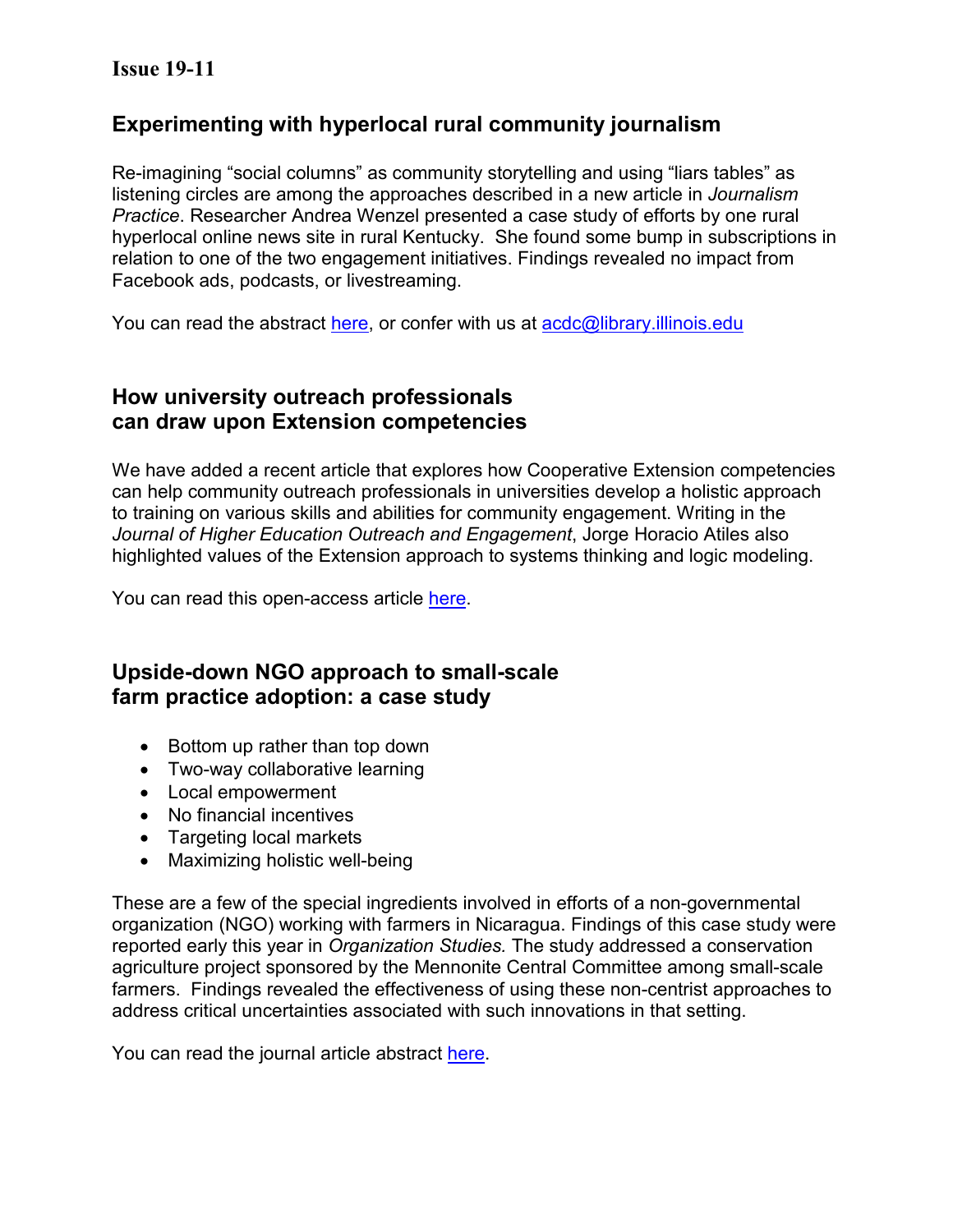**Issue 19-11**

## Experimenting with hyperlocal rural community journalism

Re-imagining "social columns" as community storytelling and using "liars tables" as listening circles are among the approaches described in a new article in *Journalism Practice*. Researcher Andrea Wenzel presented a case study of efforts by one rural hyperlocal online news site in rural Kentucky. She found some bump in subscriptions in relation to one of the two engagement initiatives. Findings revealed no impact from Facebook ads, podcasts, or livestreaming.

You can read the abstract here, or confer with us at acdc@library.illinois.edu

## How university outreach professionals can draw upon Extension competencies

We have added a recent article that explores how Cooperative Extension competencies can help community outreach professionals in universities develop a holistic approach to training on various skills and abilities for community engagement. Writing in the *Journal of Higher Education Outreach and Engagement*, Jorge Horacio Atiles also highlighted values of the Extension approach to systems thinking and logic modeling.

You can read this open-access article here.

## Upside-down NGO approach to small-scale farm practice adoption: a case study

- Bottom up rather than top down
- Two-way collaborative learning
- Local empowerment
- No financial incentives
- Targeting local markets
- Maximizing holistic well-being

These are a few of the special ingredients involved in efforts of a non-governmental organization (NGO) working with farmers in Nicaragua. Findings of this case study were reported early this year in *Organization Studies.* The study addressed a conservation agriculture project sponsored by the Mennonite Central Committee among small-scale farmers. Findings revealed the effectiveness of using these non-centrist approaches to address critical uncertainties associated with such innovations in that setting.

You can read the journal article abstract here.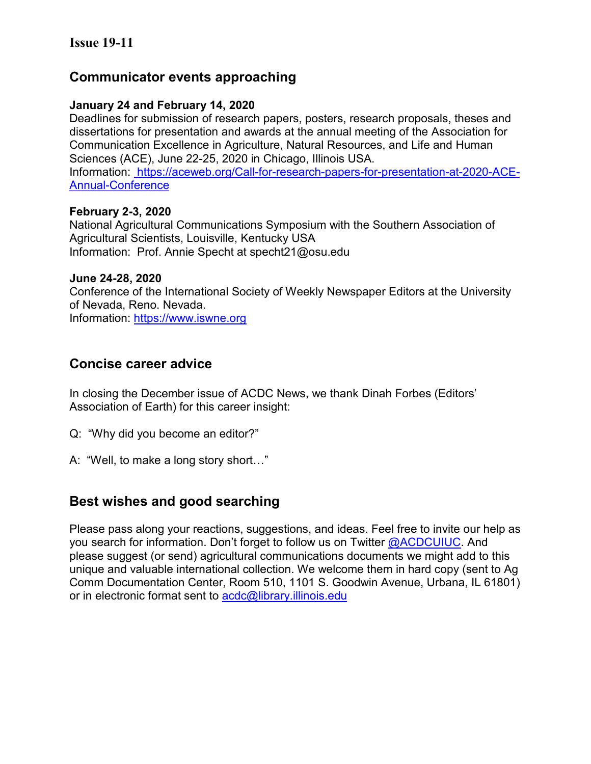**Issue 19-11**

## Communicator events approaching

**January 24 and February 14, 2020**
Deadlines for submission of research papers, posters, research proposals, theses and dissertations for presentation and awards at the annual meeting of the Association for Communication Excellence in Agriculture, Natural Resources, and Life and Human Sciences (ACE), June 22-25, 2020 in Chicago, Illinois USA.
Information: https://aceweb.org/Call-for-research-papers-for-presentation-at-2020-ACE-Annual-Conference

**February 2-3, 2020**
National Agricultural Communications Symposium with the Southern Association of Agricultural Scientists, Louisville, Kentucky USA
Information: Prof. Annie Specht at specht21@osu.edu

**June 24-28, 2020**
Conference of the International Society of Weekly Newspaper Editors at the University of Nevada, Reno. Nevada.
Information: https://www.iswne.org

## Concise career advice

In closing the December issue of ACDC News, we thank Dinah Forbes (Editors' Association of Earth) for this career insight:

Q: "Why did you become an editor?"

A: "Well, to make a long story short…"

## Best wishes and good searching

Please pass along your reactions, suggestions, and ideas. Feel free to invite our help as you search for information. Don't forget to follow us on Twitter @ACDCUIUC. And please suggest (or send) agricultural communications documents we might add to this unique and valuable international collection. We welcome them in hard copy (sent to Ag Comm Documentation Center, Room 510, 1101 S. Goodwin Avenue, Urbana, IL 61801) or in electronic format sent to acdc@library.illinois.edu